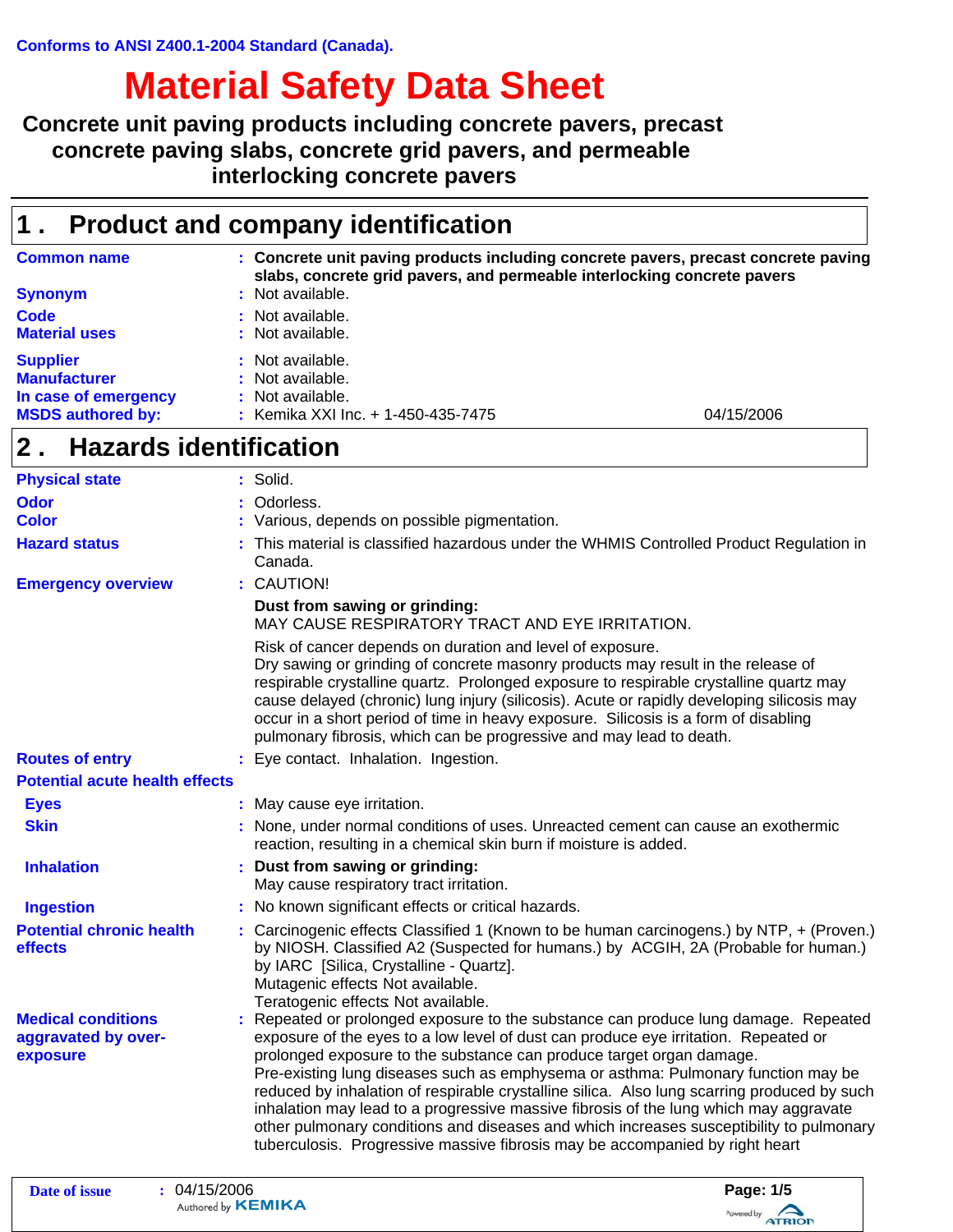**Conforms to ANSI Z400.1-2004 Standard (Canada).**

# Material Safety Data Sheet

**Concrete unit paving products including concrete pavers, precast concrete paving slabs, concrete grid pavers, and permeable interlocking concrete pavers**

## 1 . Product and company identification

| | |
|---|---|
| **Common name** | : **Concrete unit paving products including concrete pavers, precast concrete paving slabs, concrete grid pavers, and permeable interlocking concrete pavers** |
| **Synonym** | : Not available. |
| **Code** | : Not available. |
| **Material uses** | : Not available. |
| **Supplier** | : Not available. |
| **Manufacturer** | : Not available. |
| **In case of emergency** | : Not available. |
| **MSDS authored by:** | : Kemika XXI Inc. + 1-450-435-7475 04/15/2006 |

## 2 . Hazards identification

**Physical state** : Solid.

**Odor** : Odorless.

**Color** : Various, depends on possible pigmentation.

**Hazard status** : This material is classified hazardous under the WHMIS Controlled Product Regulation in Canada.

**Emergency overview** : CAUTION!

**Dust from sawing or grinding:**
MAY CAUSE RESPIRATORY TRACT AND EYE IRRITATION.

Risk of cancer depends on duration and level of exposure.
Dry sawing or grinding of concrete masonry products may result in the release of respirable crystalline quartz. Prolonged exposure to respirable crystalline quartz may cause delayed (chronic) lung injury (silicosis). Acute or rapidly developing silicosis may occur in a short period of time in heavy exposure. Silicosis is a form of disabling pulmonary fibrosis, which can be progressive and may lead to death.

**Routes of entry** : Eye contact. Inhalation. Ingestion.

**Potential acute health effects**

**Eyes** : May cause eye irritation.

**Skin** : None, under normal conditions of uses. Unreacted cement can cause an exothermic reaction, resulting in a chemical skin burn if moisture is added.

**Inhalation** : **Dust from sawing or grinding:**
May cause respiratory tract irritation.

**Ingestion** : No known significant effects or critical hazards.

**Potential chronic health effects** : Carcinogenic effects: Classified 1 (Known to be human carcinogens.) by NTP, + (Proven.) by NIOSH. Classified A2 (Suspected for humans.) by ACGIH, 2A (Probable for human.) by IARC [Silica, Crystalline - Quartz].
Mutagenic effects: Not available.
Teratogenic effects: Not available.

**Medical conditions aggravated by over-exposure** : Repeated or prolonged exposure to the substance can produce lung damage. Repeated exposure of the eyes to a low level of dust can produce eye irritation. Repeated or prolonged exposure to the substance can produce target organ damage.
Pre-existing lung diseases such as emphysema or asthma: Pulmonary function may be reduced by inhalation of respirable crystalline silica. Also lung scarring produced by such inhalation may lead to a progressive massive fibrosis of the lung which may aggravate other pulmonary conditions and diseases and which increases susceptibility to pulmonary tuberculosis. Progressive massive fibrosis may be accompanied by right heart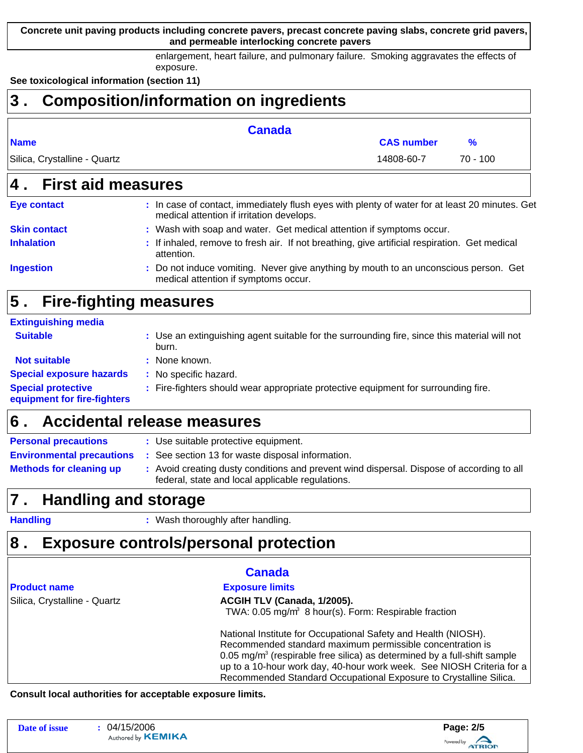enlargement, heart failure, and pulmonary failure. Smoking aggravates the effects of exposure.

**See toxicological information (section 11)**

## 3 . Composition/information on ingredients

| Canada | | |
|---|---|---|
| **Name** | **CAS number** | **%** |
| Silica, Crystalline - Quartz | 14808-60-7 | 70 - 100 |

## 4 . First aid measures

**Eye contact** : In case of contact, immediately flush eyes with plenty of water for at least 20 minutes. Get medical attention if irritation develops.

**Skin contact** : Wash with soap and water. Get medical attention if symptoms occur.

**Inhalation** : If inhaled, remove to fresh air. If not breathing, give artificial respiration. Get medical attention.

**Ingestion** : Do not induce vomiting. Never give anything by mouth to an unconscious person. Get medical attention if symptoms occur.

## 5 . Fire-fighting measures

**Extinguishing media**

**Suitable** : Use an extinguishing agent suitable for the surrounding fire, since this material will not burn.

**Not suitable** : None known.

**Special exposure hazards** : No specific hazard.

**Special protective equipment for fire-fighters** : Fire-fighters should wear appropriate protective equipment for surrounding fire.

## 6 . Accidental release measures

**Personal precautions** : Use suitable protective equipment.

**Environmental precautions** : See section 13 for waste disposal information.

**Methods for cleaning up** : Avoid creating dusty conditions and prevent wind dispersal. Dispose of according to all federal, state and local applicable regulations.

## 7 . Handling and storage

**Handling** : Wash thoroughly after handling.

## 8 . Exposure controls/personal protection

| Canada | |
|---|---|
| **Product name** | **Exposure limits** |
| Silica, Crystalline - Quartz | **ACGIH TLV (Canada, 1/2005).** TWA: 0.05 mg/m$^3$ 8 hour(s). Form: Respirable fraction<br><br>National Institute for Occupational Safety and Health (NIOSH). Recommended standard maximum permissible concentration is 0.05 mg/m$^3$ (respirable free silica) as determined by a full-shift sample up to a 10-hour work day, 40-hour work week. See NIOSH Criteria for a Recommended Standard Occupational Exposure to Crystalline Silica. |

**Consult local authorities for acceptable exposure limits.**

**Date of issue** : 04/15/2006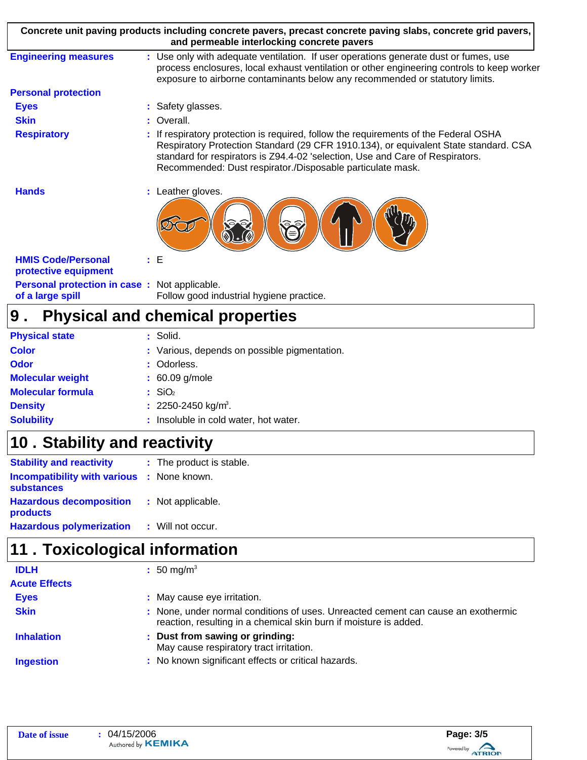**Concrete unit paving products including concrete pavers, precast concrete paving slabs, concrete grid pavers, and permeable interlocking concrete pavers**

| | |
|---|---|
| **Engineering measures** | : Use only with adequate ventilation. If user operations generate dust or fumes, use process enclosures, local exhaust ventilation or other engineering controls to keep worker exposure to airborne contaminants below any recommended or statutory limits. |
| **Personal protection** | |
| **Eyes** | : Safety glasses. |
| **Skin** | : Overall. |
| **Respiratory** | : If respiratory protection is required, follow the requirements of the Federal OSHA Respiratory Protection Standard (29 CFR 1910.134), or equivalent State standard. CSA standard for respirators is Z94.4-02 'selection, Use and Care of Respirators. Recommended: Dust respirator./Disposable particulate mask. |
| **Hands** | : Leather gloves. |
| **HMIS Code/Personal protective equipment** | : E |
| **Personal protection in case of a large spill** | : Not applicable. Follow good industrial hygiene practice. |

## 9 . Physical and chemical properties

| | |
|---|---|
| **Physical state** | : Solid. |
| **Color** | : Various, depends on possible pigmentation. |
| **Odor** | : Odorless. |
| **Molecular weight** | : 60.09 g/mole |
| **Molecular formula** | : $SiO_2$ |
| **Density** | : 2250-2450 $kg/m^3$. |
| **Solubility** | : Insoluble in cold water, hot water. |

## 10 . Stability and reactivity

| | |
|---|---|
| **Stability and reactivity** | : The product is stable. |
| **Incompatibility with various substances** | : None known. |
| **Hazardous decomposition products** | : Not applicable. |
| **Hazardous polymerization** | : Will not occur. |

## 11 . Toxicological information

| | |
|---|---|
| **IDLH** | : 50 $mg/m^3$ |
| **Acute Effects** | |
| **Eyes** | : May cause eye irritation. |
| **Skin** | : None, under normal conditions of uses. Unreacted cement can cause an exothermic reaction, resulting in a chemical skin burn if moisture is added. |
| **Inhalation** | : **Dust from sawing or grinding:** May cause respiratory tract irritation. |
| **Ingestion** | : No known significant effects or critical hazards. |

**Date of issue** : 04/15/2006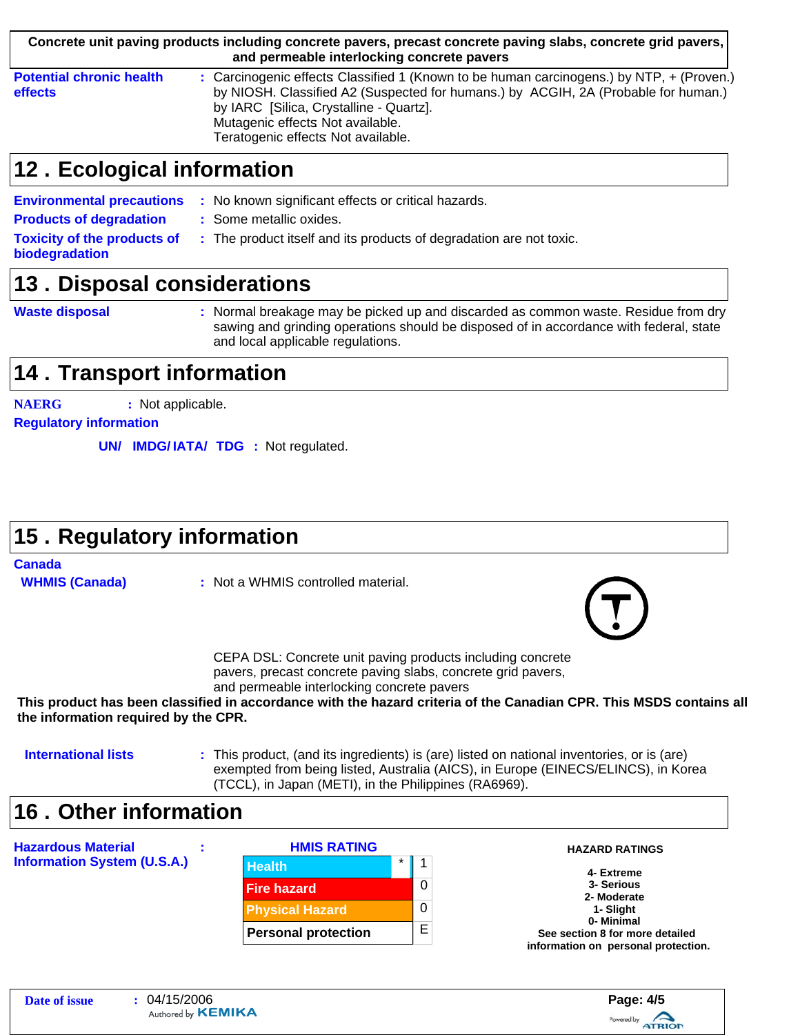**Concrete unit paving products including concrete pavers, precast concrete paving slabs, concrete grid pavers, and permeable interlocking concrete pavers**

**Potential chronic health effects** : Carcinogenic effects: Classified 1 (Known to be human carcinogens.) by NTP, + (Proven.) by NIOSH. Classified A2 (Suspected for humans.) by ACGIH, 2A (Probable for human.) by IARC [Silica, Crystalline - Quartz].
Mutagenic effects: Not available.
Teratogenic effects: Not available.

## 12 . Ecological information

**Environmental precautions** : No known significant effects or critical hazards.

**Products of degradation** : Some metallic oxides.

**Toxicity of the products of biodegradation** : The product itself and its products of degradation are not toxic.

## 13 . Disposal considerations

**Waste disposal** : Normal breakage may be picked up and discarded as common waste. Residue from dry sawing and grinding operations should be disposed of in accordance with federal, state and local applicable regulations.

## 14 . Transport information

**NAERG** : Not applicable.

**Regulatory information**

**UN/ IMDG/ IATA/ TDG** : Not regulated.

## 15 . Regulatory information

**Canada**

**WHMIS (Canada)** : Not a WHMIS controlled material.

CEPA DSL: Concrete unit paving products including concrete pavers, precast concrete paving slabs, concrete grid pavers, and permeable interlocking concrete pavers

**This product has been classified in accordance with the hazard criteria of the Canadian CPR. This MSDS contains all the information required by the CPR.**

**International lists** : This product, (and its ingredients) is (are) listed on national inventories, or is (are) exempted from being listed, Australia (AICS), in Europe (EINECS/ELINCS), in Korea (TCCL), in Japan (METI), in the Philippines (RA6969).

## 16 . Other information

**Hazardous Material Information System (U.S.A.)** :

**HMIS RATING**

| | | |
|---|---|---|
| Health | * | 1 |
| Fire hazard | | 0 |
| Physical Hazard | | 0 |
| Personal protection | | E |

**HAZARD RATINGS**

**4- Extreme**
**3- Serious**
**2- Moderate**
**1- Slight**
**0- Minimal**
**See section 8 for more detailed information on personal protection.**

**Date of issue** : 04/15/2006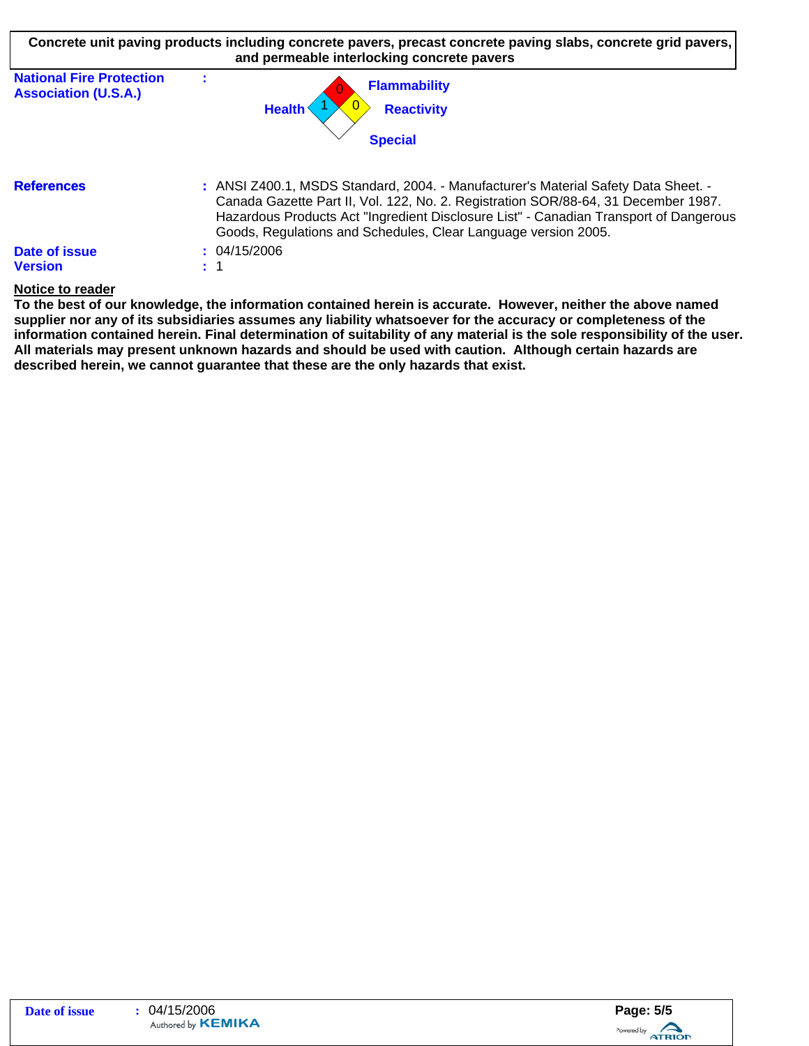**Concrete unit paving products including concrete pavers, precast concrete paving slabs, concrete grid pavers, and permeable interlocking concrete pavers**

**National Fire Protection Association (U.S.A.)** :

Flammability: 0
Health: 1
Reactivity: 0
Special

**References** : ANSI Z400.1, MSDS Standard, 2004. - Manufacturer's Material Safety Data Sheet. - Canada Gazette Part II, Vol. 122, No. 2. Registration SOR/88-64, 31 December 1987. Hazardous Products Act "Ingredient Disclosure List" - Canadian Transport of Dangerous Goods, Regulations and Schedules, Clear Language version 2005.

**Date of issue** : 04/15/2006
**Version** : 1

**Notice to reader**

**To the best of our knowledge, the information contained herein is accurate. However, neither the above named supplier nor any of its subsidiaries assumes any liability whatsoever for the accuracy or completeness of the information contained herein. Final determination of suitability of any material is the sole responsibility of the user. All materials may present unknown hazards and should be used with caution. Although certain hazards are described herein, we cannot guarantee that these are the only hazards that exist.**